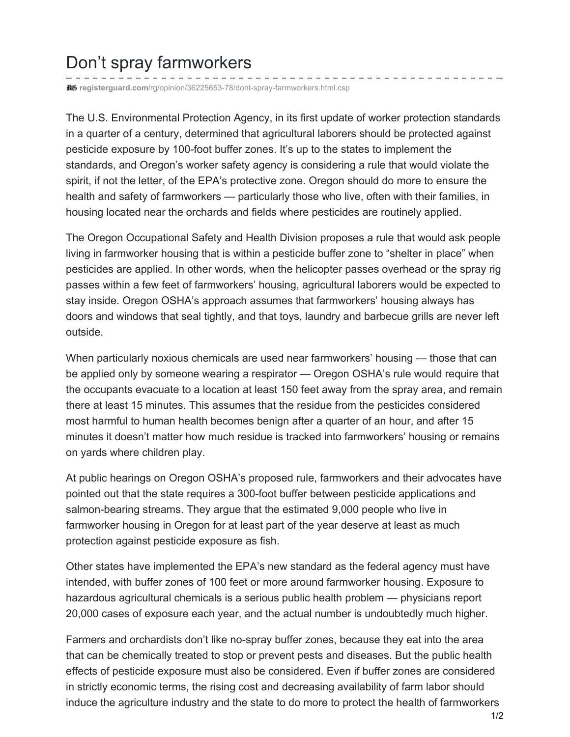# Don’t spray farmworkers

registerguard.com/rg/opinion/36225653-78/dont-spray-farmworkers.html.csp

The U.S. Environmental Protection Agency, in its first update of worker protection standards in a quarter of a century, determined that agricultural laborers should be protected against pesticide exposure by 100-foot buffer zones. It’s up to the states to implement the standards, and Oregon’s worker safety agency is considering a rule that would violate the spirit, if not the letter, of the EPA’s protective zone. Oregon should do more to ensure the health and safety of farmworkers — particularly those who live, often with their families, in housing located near the orchards and fields where pesticides are routinely applied.

The Oregon Occupational Safety and Health Division proposes a rule that would ask people living in farmworker housing that is within a pesticide buffer zone to “shelter in place” when pesticides are applied. In other words, when the helicopter passes overhead or the spray rig passes within a few feet of farmworkers’ housing, agricultural laborers would be expected to stay inside. Oregon OSHA’s approach assumes that farmworkers’ housing always has doors and windows that seal tightly, and that toys, laundry and barbecue grills are never left outside.

When particularly noxious chemicals are used near farmworkers’ housing — those that can be applied only by someone wearing a respirator — Oregon OSHA’s rule would require that the occupants evacuate to a location at least 150 feet away from the spray area, and remain there at least 15 minutes. This assumes that the residue from the pesticides considered most harmful to human health becomes benign after a quarter of an hour, and after 15 minutes it doesn’t matter how much residue is tracked into farmworkers’ housing or remains on yards where children play.

At public hearings on Oregon OSHA’s proposed rule, farmworkers and their advocates have pointed out that the state requires a 300-foot buffer between pesticide applications and salmon-bearing streams. They argue that the estimated 9,000 people who live in farmworker housing in Oregon for at least part of the year deserve at least as much protection against pesticide exposure as fish.

Other states have implemented the EPA’s new standard as the federal agency must have intended, with buffer zones of 100 feet or more around farmworker housing. Exposure to hazardous agricultural chemicals is a serious public health problem — physicians report 20,000 cases of exposure each year, and the actual number is undoubtedly much higher.

Farmers and orchardists don’t like no-spray buffer zones, because they eat into the area that can be chemically treated to stop or prevent pests and diseases. But the public health effects of pesticide exposure must also be considered. Even if buffer zones are considered in strictly economic terms, the rising cost and decreasing availability of farm labor should induce the agriculture industry and the state to do more to protect the health of farmworkers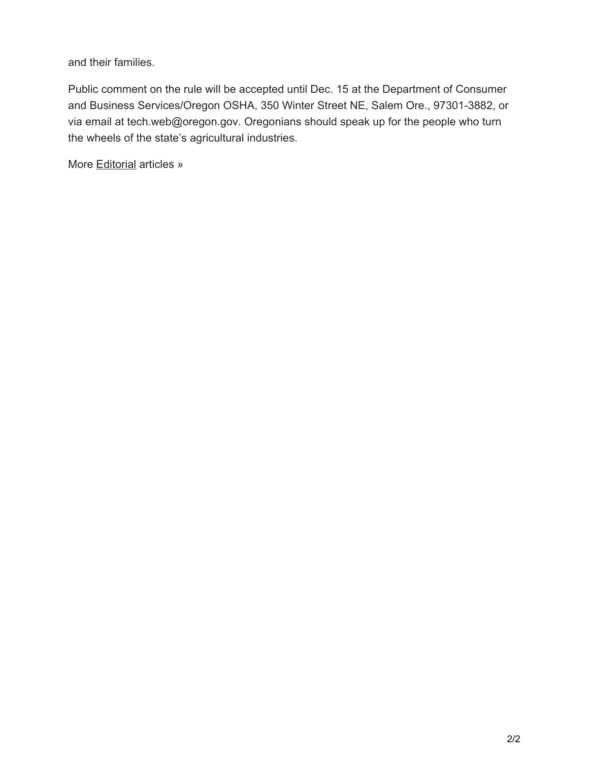and their families.

Public comment on the rule will be accepted until Dec. 15 at the Department of Consumer and Business Services/Oregon OSHA, 350 Winter Street NE, Salem Ore., 97301-3882, or via email at tech.web@oregon.gov. Oregonians should speak up for the people who turn the wheels of the state's agricultural industries.

More Editorial articles »